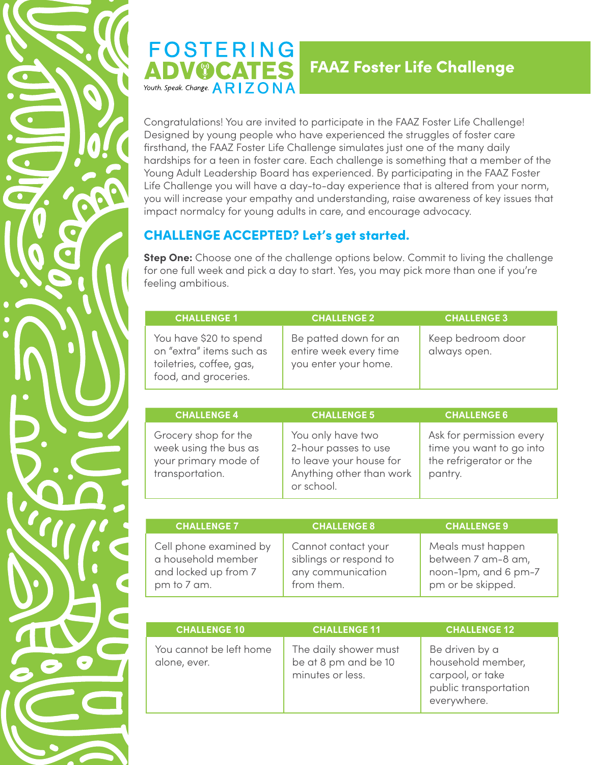FOSTERING ADVOCATES ARIZONA

*Youth. Speak. Change.*

# FAAZ Foster Life Challenge

Congratulations! You are invited to participate in the FAAZ Foster Life Challenge! Designed by young people who have experienced the struggles of foster care firsthand, the FAAZ Foster Life Challenge simulates just one of the many daily hardships for a teen in foster care. Each challenge is something that a member of the Young Adult Leadership Board has experienced. By participating in the FAAZ Foster Life Challenge you will have a day-to-day experience that is altered from your norm, you will increase your empathy and understanding, raise awareness of key issues that impact normalcy for young adults in care, and encourage advocacy.

## CHALLENGE ACCEPTED? Let's get started.

**Step One:** Choose one of the challenge options below. Commit to living the challenge for one full week and pick a day to start. Yes, you may pick more than one if you're feeling ambitious.

| CHALLENGE 1 | CHALLENGE 2 | CHALLENGE 3 |
| --- | --- | --- |
| You have $20 to spend on "extra" items such as toiletries, coffee, gas, food, and groceries. | Be patted down for an entire week every time you enter your home. | Keep bedroom door always open. |

| CHALLENGE 4 | CHALLENGE 5 | CHALLENGE 6 |
| --- | --- | --- |
| Grocery shop for the week using the bus as your primary mode of transportation. | You only have two 2-hour passes to use to leave your house for Anything other than work or school. | Ask for permission every time you want to go into the refrigerator or the pantry. |

| CHALLENGE 7 | CHALLENGE 8 | CHALLENGE 9 |
| --- | --- | --- |
| Cell phone examined by a household member and locked up from 7 pm to 7 am. | Cannot contact your siblings or respond to any communication from them. | Meals must happen between 7 am-8 am, noon-1pm, and 6 pm-7 pm or be skipped. |

| CHALLENGE 10 | CHALLENGE 11 | CHALLENGE 12 |
| --- | --- | --- |
| You cannot be left home alone, ever. | The daily shower must be at 8 pm and be 10 minutes or less. | Be driven by a household member, carpool, or take public transportation everywhere. |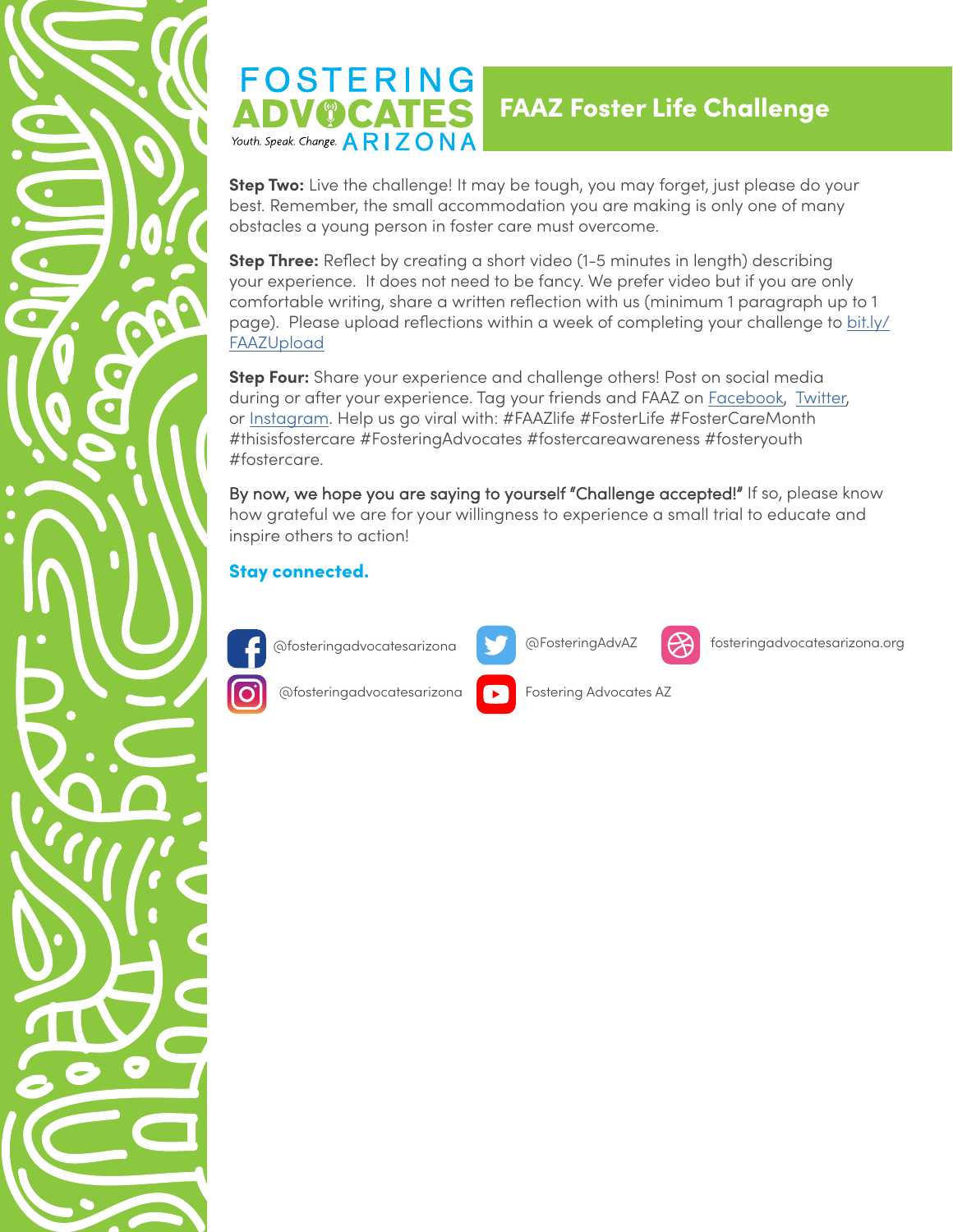# FAAZ Foster Life Challenge

**Step Two:** Live the challenge! It may be tough, you may forget, just please do your best. Remember, the small accommodation you are making is only one of many obstacles a young person in foster care must overcome.

**Step Three:** Reflect by creating a short video (1-5 minutes in length) describing your experience. It does not need to be fancy. We prefer video but if you are only comfortable writing, share a written reflection with us (minimum 1 paragraph up to 1 page). Please upload reflections within a week of completing your challenge to bit.ly/FAAZUpload

**Step Four:** Share your experience and challenge others! Post on social media during or after your experience. Tag your friends and FAAZ on Facebook, Twitter, or Instagram. Help us go viral with: #FAAZlife #FosterLife #FosterCareMonth #thisisfostercare #FosteringAdvocates #fostercareawareness #fosteryouth #fostercare.

By now, we hope you are saying to yourself "Challenge accepted!" If so, please know how grateful we are for your willingness to experience a small trial to educate and inspire others to action!

## Stay connected.

@fosteringadvocatesarizona

@FosteringAdvAZ

fosteringadvocatesarizona.org

@fosteringadvocatesarizona

Fostering Advocates AZ